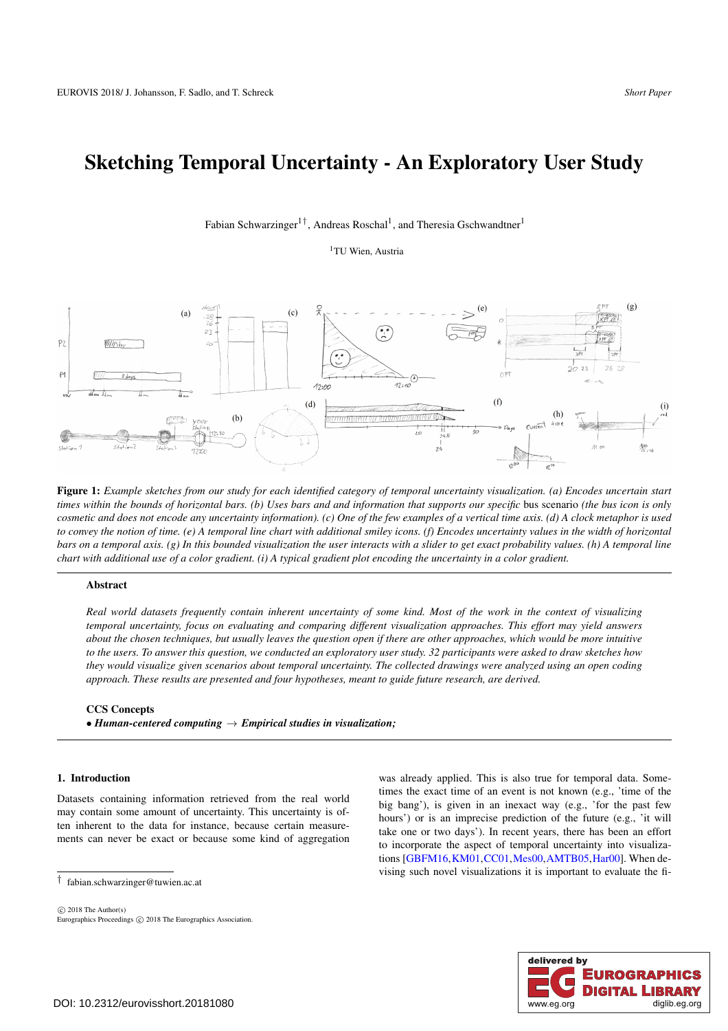# Sketching Temporal Uncertainty - An Exploratory User Study

Fabian Schwarzinger[1†], Andreas Roschal[1], and Theresia Gschwandtner[1]

[1]TU Wien, Austria

**Figure 1:** *Example sketches from our study for each identified category of temporal uncertainty visualization. (a) Encodes uncertain start times within the bounds of horizontal bars. (b) Uses bars and and information that supports our specific* bus scenario *(the bus icon is only cosmetic and does not encode any uncertainty information). (c) One of the few examples of a vertical time axis. (d) A clock metaphor is used to convey the notion of time. (e) A temporal line chart with additional smiley icons. (f) Encodes uncertainty values in the width of horizontal bars on a temporal axis. (g) In this bounded visualization the user interacts with a slider to get exact probability values. (h) A temporal line chart with additional use of a color gradient. (i) A typical gradient plot encoding the uncertainty in a color gradient.*

## Abstract

*Real world datasets frequently contain inherent uncertainty of some kind. Most of the work in the context of visualizing temporal uncertainty, focus on evaluating and comparing different visualization approaches. This effort may yield answers about the chosen techniques, but usually leaves the question open if there are other approaches, which would be more intuitive to the users. To answer this question, we conducted an exploratory user study. 32 participants were asked to draw sketches how they would visualize given scenarios about temporal uncertainty. The collected drawings were analyzed using an open coding approach. These results are presented and four hypotheses, meant to guide future research, are derived.*

### CCS Concepts

• ***Human-centered computing*** → ***Empirical studies in visualization;***

## 1. Introduction

Datasets containing information retrieved from the real world may contain some amount of uncertainty. This uncertainty is often inherent to the data for instance, because certain measurements can never be exact or because some kind of aggregation was already applied. This is also true for temporal data. Sometimes the exact time of an event is not known (e.g., 'time of the big bang'), is given in an inexact way (e.g., 'for the past few hours') or is an imprecise prediction of the future (e.g., 'it will take one or two days'). In recent years, there has been an effort to incorporate the aspect of temporal uncertainty into visualizations [GBFM16, KM01, CC01, Mes00, AMTB05, Har00]. When devising such novel visualizations it is important to evaluate the fi-

† fabian.schwarzinger@tuwien.ac.at

© 2018 The Author(s)
Eurographics Proceedings © 2018 The Eurographics Association.

DOI: 10.2312/eurovisshort.20181080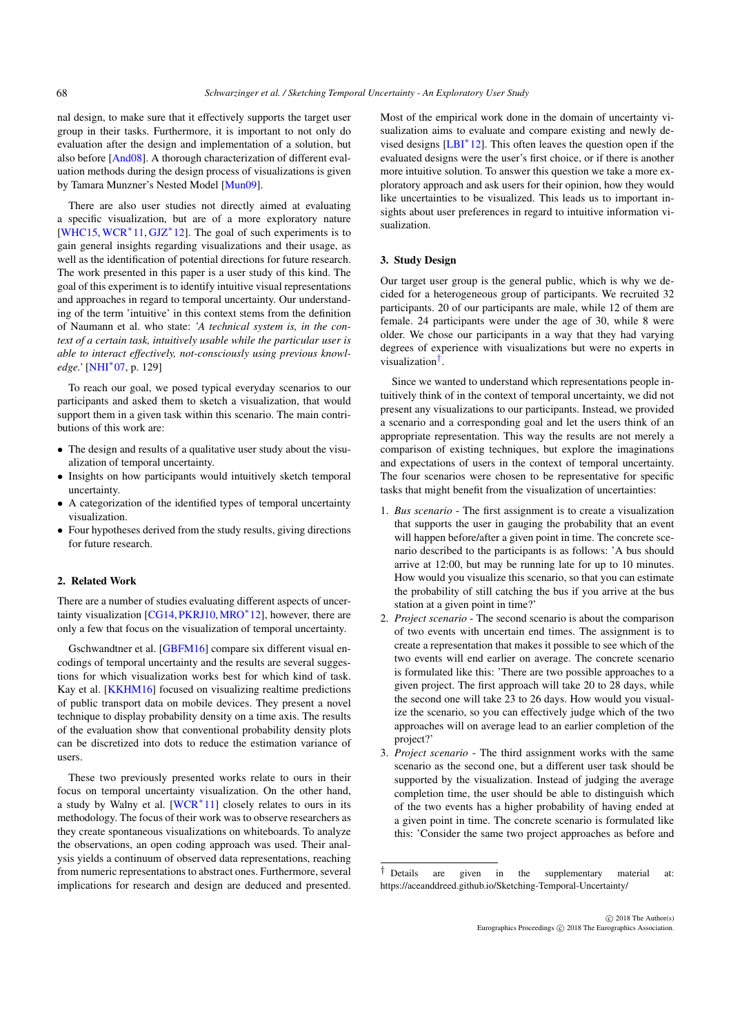nal design, to make sure that it effectively supports the target user group in their tasks. Furthermore, it is important to not only do evaluation after the design and implementation of a solution, but also before [And08]. A thorough characterization of different evaluation methods during the design process of visualizations is given by Tamara Munzner's Nested Model [Mun09].

There are also user studies not directly aimed at evaluating a specific visualization, but are of a more exploratory nature [WHC15, WCR*11, GJZ*12]. The goal of such experiments is to gain general insights regarding visualizations and their usage, as well as the identification of potential directions for future research. The work presented in this paper is a user study of this kind. The goal of this experiment is to identify intuitive visual representations and approaches in regard to temporal uncertainty. Our understanding of the term 'intuitive' in this context stems from the definition of Naumann et al. who state: *'A technical system is, in the context of a certain task, intuitively usable while the particular user is able to interact effectively, not-consciously using previous knowledge.'* [NHI*07, p. 129]

To reach our goal, we posed typical everyday scenarios to our participants and asked them to sketch a visualization, that would support them in a given task within this scenario. The main contributions of this work are:

- The design and results of a qualitative user study about the visualization of temporal uncertainty.
- Insights on how participants would intuitively sketch temporal uncertainty.
- A categorization of the identified types of temporal uncertainty visualization.
- Four hypotheses derived from the study results, giving directions for future research.

## 2. Related Work

There are a number of studies evaluating different aspects of uncertainty visualization [CG14, PKRJ10, MRO*12], however, there are only a few that focus on the visualization of temporal uncertainty.

Gschwandtner et al. [GBFM16] compare six different visual encodings of temporal uncertainty and the results are several suggestions for which visualization works best for which kind of task. Kay et al. [KKHM16] focused on visualizing realtime predictions of public transport data on mobile devices. They present a novel technique to display probability density on a time axis. The results of the evaluation show that conventional probability density plots can be discretized into dots to reduce the estimation variance of users.

These two previously presented works relate to ours in their focus on temporal uncertainty visualization. On the other hand, a study by Walny et al. [WCR*11] closely relates to ours in its methodology. The focus of their work was to observe researchers as they create spontaneous visualizations on whiteboards. To analyze the observations, an open coding approach was used. Their analysis yields a continuum of observed data representations, reaching from numeric representations to abstract ones. Furthermore, several implications for research and design are deduced and presented.

Most of the empirical work done in the domain of uncertainty visualization aims to evaluate and compare existing and newly devised designs [LBI*12]. This often leaves the question open if the evaluated designs were the user's first choice, or if there is another more intuitive solution. To answer this question we take a more exploratory approach and ask users for their opinion, how they would like uncertainties to be visualized. This leads us to important insights about user preferences in regard to intuitive information visualization.

## 3. Study Design

Our target user group is the general public, which is why we decided for a heterogeneous group of participants. We recruited 32 participants. 20 of our participants are male, while 12 of them are female. 24 participants were under the age of 30, while 8 were older. We chose our participants in a way that they had varying degrees of experience with visualizations but were no experts in visualization[†].

Since we wanted to understand which representations people intuitively think of in the context of temporal uncertainty, we did not present any visualizations to our participants. Instead, we provided a scenario and a corresponding goal and let the users think of an appropriate representation. This way the results are not merely a comparison of existing techniques, but explore the imaginations and expectations of users in the context of temporal uncertainty. The four scenarios were chosen to be representative for specific tasks that might benefit from the visualization of uncertainties:

1. *Bus scenario* - The first assignment is to create a visualization that supports the user in gauging the probability that an event will happen before/after a given point in time. The concrete scenario described to the participants is as follows: 'A bus should arrive at 12:00, but may be running late for up to 10 minutes. How would you visualize this scenario, so that you can estimate the probability of still catching the bus if you arrive at the bus station at a given point in time?'
2. *Project scenario* - The second scenario is about the comparison of two events with uncertain end times. The assignment is to create a representation that makes it possible to see which of the two events will end earlier on average. The concrete scenario is formulated like this: 'There are two possible approaches to a given project. The first approach will take 20 to 28 days, while the second one will take 23 to 26 days. How would you visualize the scenario, so you can effectively judge which of the two approaches will on average lead to an earlier completion of the project?'
3. *Project scenario* - The third assignment works with the same scenario as the second one, but a different user task should be supported by the visualization. Instead of judging the average completion time, the user should be able to distinguish which of the two events has a higher probability of having ended at a given point in time. The concrete scenario is formulated like this: 'Consider the same two project approaches as before and

[†] Details are given in the supplementary material at: https://aceanddreed.github.io/Sketching-Temporal-Uncertainty/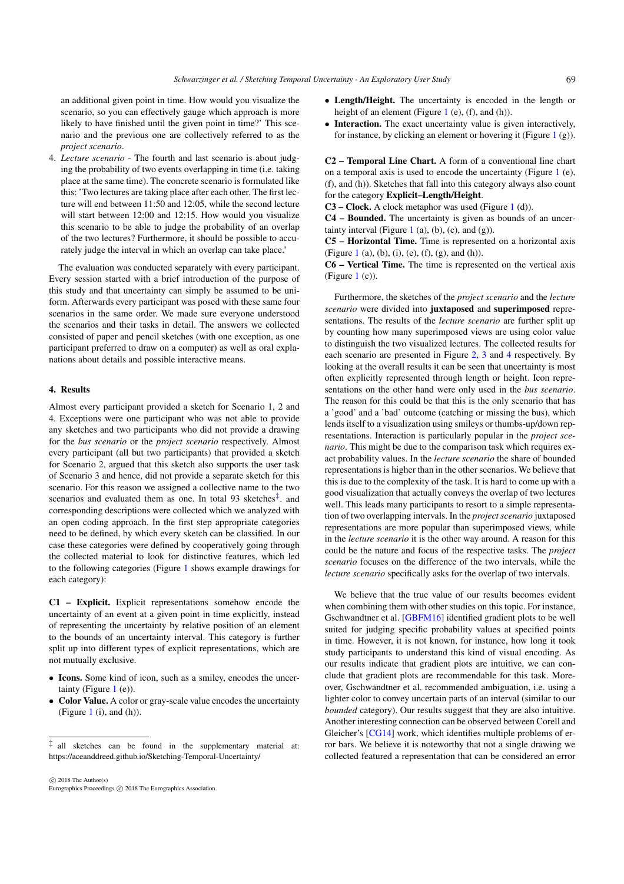an additional given point in time. How would you visualize the scenario, so you can effectively gauge which approach is more likely to have finished until the given point in time?' This scenario and the previous one are collectively referred to as the *project scenario*.

4. *Lecture scenario* - The fourth and last scenario is about judging the probability of two events overlapping in time (i.e. taking place at the same time). The concrete scenario is formulated like this: 'Two lectures are taking place after each other. The first lecture will end between 11:50 and 12:05, while the second lecture will start between 12:00 and 12:15. How would you visualize this scenario to be able to judge the probability of an overlap of the two lectures? Furthermore, it should be possible to accurately judge the interval in which an overlap can take place.'

The evaluation was conducted separately with every participant. Every session started with a brief introduction of the purpose of this study and that uncertainty can simply be assumed to be uniform. Afterwards every participant was posed with these same four scenarios in the same order. We made sure everyone understood the scenarios and their tasks in detail. The answers we collected consisted of paper and pencil sketches (with one exception, as one participant preferred to draw on a computer) as well as oral explanations about details and possible interactive means.

## 4. Results

Almost every participant provided a sketch for Scenario 1, 2 and 4. Exceptions were one participant who was not able to provide any sketches and two participants who did not provide a drawing for the *bus scenario* or the *project scenario* respectively. Almost every participant (all but two participants) that provided a sketch for Scenario 2, argued that this sketch also supports the user task of Scenario 3 and hence, did not provide a separate sketch for this scenario. For this reason we assigned a collective name to the two scenarios and evaluated them as one. In total 93 sketches[‡]. and corresponding descriptions were collected which we analyzed with an open coding approach. In the first step appropriate categories need to be defined, by which every sketch can be classified. In our case these categories were defined by cooperatively going through the collected material to look for distinctive features, which led to the following categories (Figure 1 shows example drawings for each category):

**C1 – Explicit.** Explicit representations somehow encode the uncertainty of an event at a given point in time explicitly, instead of representing the uncertainty by relative position of an element to the bounds of an uncertainty interval. This category is further split up into different types of explicit representations, which are not mutually exclusive.

- **Icons.** Some kind of icon, such as a smiley, encodes the uncertainty (Figure 1 (e)).
- **Color Value.** A color or gray-scale value encodes the uncertainty (Figure 1 (i), and (h)).
- **Length/Height.** The uncertainty is encoded in the length or height of an element (Figure 1 (e), (f), and (h)).
- **Interaction.** The exact uncertainty value is given interactively, for instance, by clicking an element or hovering it (Figure 1 (g)).

**C2 – Temporal Line Chart.** A form of a conventional line chart on a temporal axis is used to encode the uncertainty (Figure 1 (e), (f), and (h)). Sketches that fall into this category always also count for the category **Explicit–Length/Height**.

**C3 – Clock.** A clock metaphor was used (Figure 1 (d)).

**C4 – Bounded.** The uncertainty is given as bounds of an uncertainty interval (Figure 1 (a), (b), (c), and (g)).

**C5 – Horizontal Time.** Time is represented on a horizontal axis (Figure 1 (a), (b), (i), (e), (f), (g), and (h)).

**C6 – Vertical Time.** The time is represented on the vertical axis (Figure 1 (c)).

Furthermore, the sketches of the *project scenario* and the *lecture scenario* were divided into **juxtaposed** and **superimposed** representations. The results of the *lecture scenario* are further split up by counting how many superimposed views are using color value to distinguish the two visualized lectures. The collected results for each scenario are presented in Figure 2, 3 and 4 respectively. By looking at the overall results it can be seen that uncertainty is most often explicitly represented through length or height. Icon representations on the other hand were only used in the *bus scenario*. The reason for this could be that this is the only scenario that has a 'good' and a 'bad' outcome (catching or missing the bus), which lends itself to a visualization using smileys or thumbs-up/down representations. Interaction is particularly popular in the *project scenario*. This might be due to the comparison task which requires exact probability values. In the *lecture scenario* the share of bounded representations is higher than in the other scenarios. We believe that this is due to the complexity of the task. It is hard to come up with a good visualization that actually conveys the overlap of two lectures well. This leads many participants to resort to a simple representation of two overlapping intervals. In the *project scenario* juxtaposed representations are more popular than superimposed views, while in the *lecture scenario* it is the other way around. A reason for this could be the nature and focus of the respective tasks. The *project scenario* focuses on the difference of the two intervals, while the *lecture scenario* specifically asks for the overlap of two intervals.

We believe that the true value of our results becomes evident when combining them with other studies on this topic. For instance, Gschwandtner et al. [GBFM16] identified gradient plots to be well suited for judging specific probability values at specified points in time. However, it is not known, for instance, how long it took study participants to understand this kind of visual encoding. As our results indicate that gradient plots are intuitive, we can conclude that gradient plots are recommendable for this task. Moreover, Gschwandtner et al. recommended ambiguation, i.e. using a lighter color to convey uncertain parts of an interval (similar to our *bounded* category). Our results suggest that they are also intuitive. Another interesting connection can be observed between Corell and Gleicher's [CG14] work, which identifies multiple problems of error bars. We believe it is noteworthy that not a single drawing we collected featured a representation that can be considered an error

[‡] all sketches can be found in the supplementary material at: https://aceanddreed.github.io/Sketching-Temporal-Uncertainty/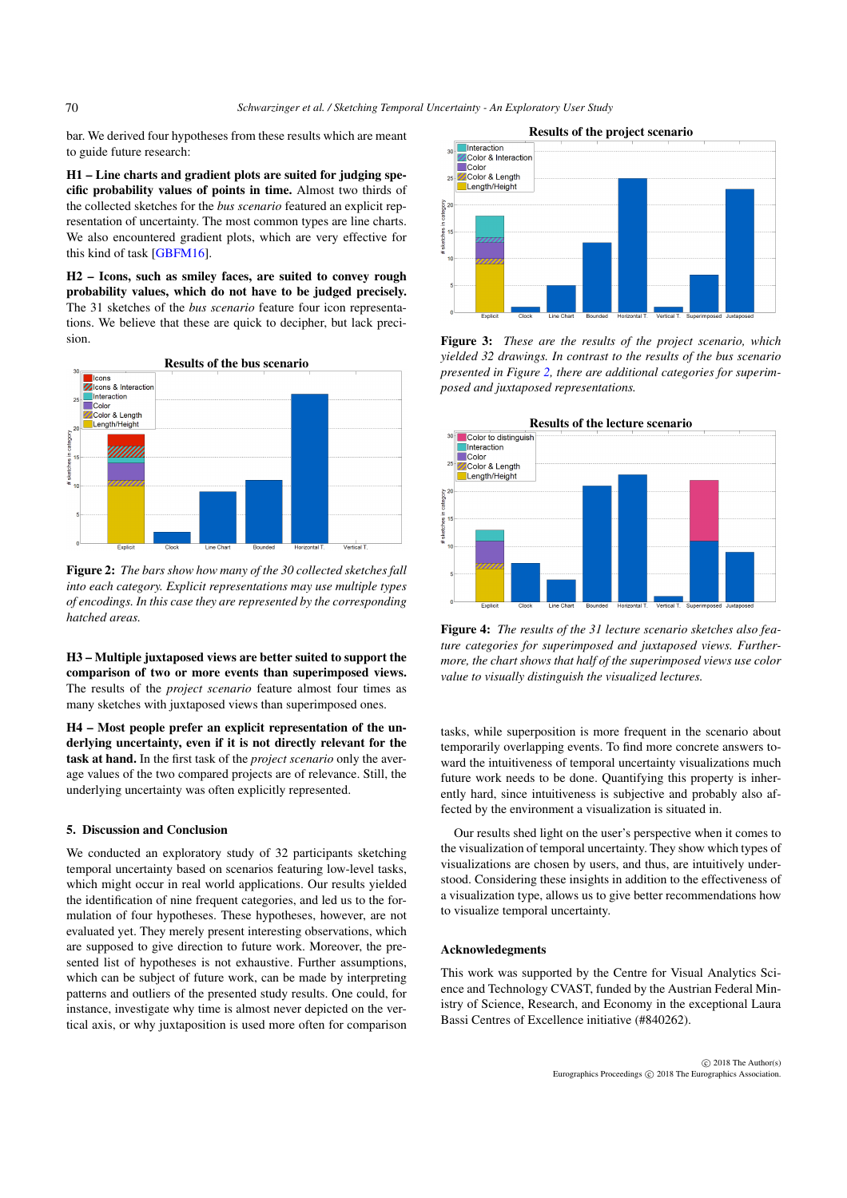bar. We derived four hypotheses from these results which are meant to guide future research:

**H1 – Line charts and gradient plots are suited for judging specific probability values of points in time.** Almost two thirds of the collected sketches for the *bus scenario* featured an explicit representation of uncertainty. The most common types are line charts. We also encountered gradient plots, which are very effective for this kind of task [GBFM16].

**H2 – Icons, such as smiley faces, are suited to convey rough probability values, which do not have to be judged precisely.** The 31 sketches of the *bus scenario* feature four icon representations. We believe that these are quick to decipher, but lack precision.

**Figure 2:** *The bars show how many of the 30 collected sketches fall into each category. Explicit representations may use multiple types of encodings. In this case they are represented by the corresponding hatched areas.*

**H3 – Multiple juxtaposed views are better suited to support the comparison of two or more events than superimposed views.** The results of the *project scenario* feature almost four times as many sketches with juxtaposed views than superimposed ones.

**H4 – Most people prefer an explicit representation of the underlying uncertainty, even if it is not directly relevant for the task at hand.** In the first task of the *project scenario* only the average values of the two compared projects are of relevance. Still, the underlying uncertainty was often explicitly represented.

## 5. Discussion and Conclusion

We conducted an exploratory study of 32 participants sketching temporal uncertainty based on scenarios featuring low-level tasks, which might occur in real world applications. Our results yielded the identification of nine frequent categories, and led us to the formulation of four hypotheses. These hypotheses, however, are not evaluated yet. They merely present interesting observations, which are supposed to give direction to future work. Moreover, the presented list of hypotheses is not exhaustive. Further assumptions, which can be subject of future work, can be made by interpreting patterns and outliers of the presented study results. One could, for instance, investigate why time is almost never depicted on the vertical axis, or why juxtaposition is used more often for comparison

**Figure 3:** *These are the results of the project scenario, which yielded 32 drawings. In contrast to the results of the bus scenario presented in Figure 2, there are additional categories for superimposed and juxtaposed representations.*

**Figure 4:** *The results of the 31 lecture scenario sketches also feature categories for superimposed and juxtaposed views. Furthermore, the chart shows that half of the superimposed views use color value to visually distinguish the visualized lectures.*

tasks, while superposition is more frequent in the scenario about temporarily overlapping events. To find more concrete answers toward the intuitiveness of temporal uncertainty visualizations much future work needs to be done. Quantifying this property is inherently hard, since intuitiveness is subjective and probably also affected by the environment a visualization is situated in.

Our results shed light on the user's perspective when it comes to the visualization of temporal uncertainty. They show which types of visualizations are chosen by users, and thus, are intuitively understood. Considering these insights in addition to the effectiveness of a visualization type, allows us to give better recommendations how to visualize temporal uncertainty.

### Acknowledgements

This work was supported by the Centre for Visual Analytics Science and Technology CVAST, funded by the Austrian Federal Ministry of Science, Research, and Economy in the exceptional Laura Bassi Centres of Excellence initiative (#840262).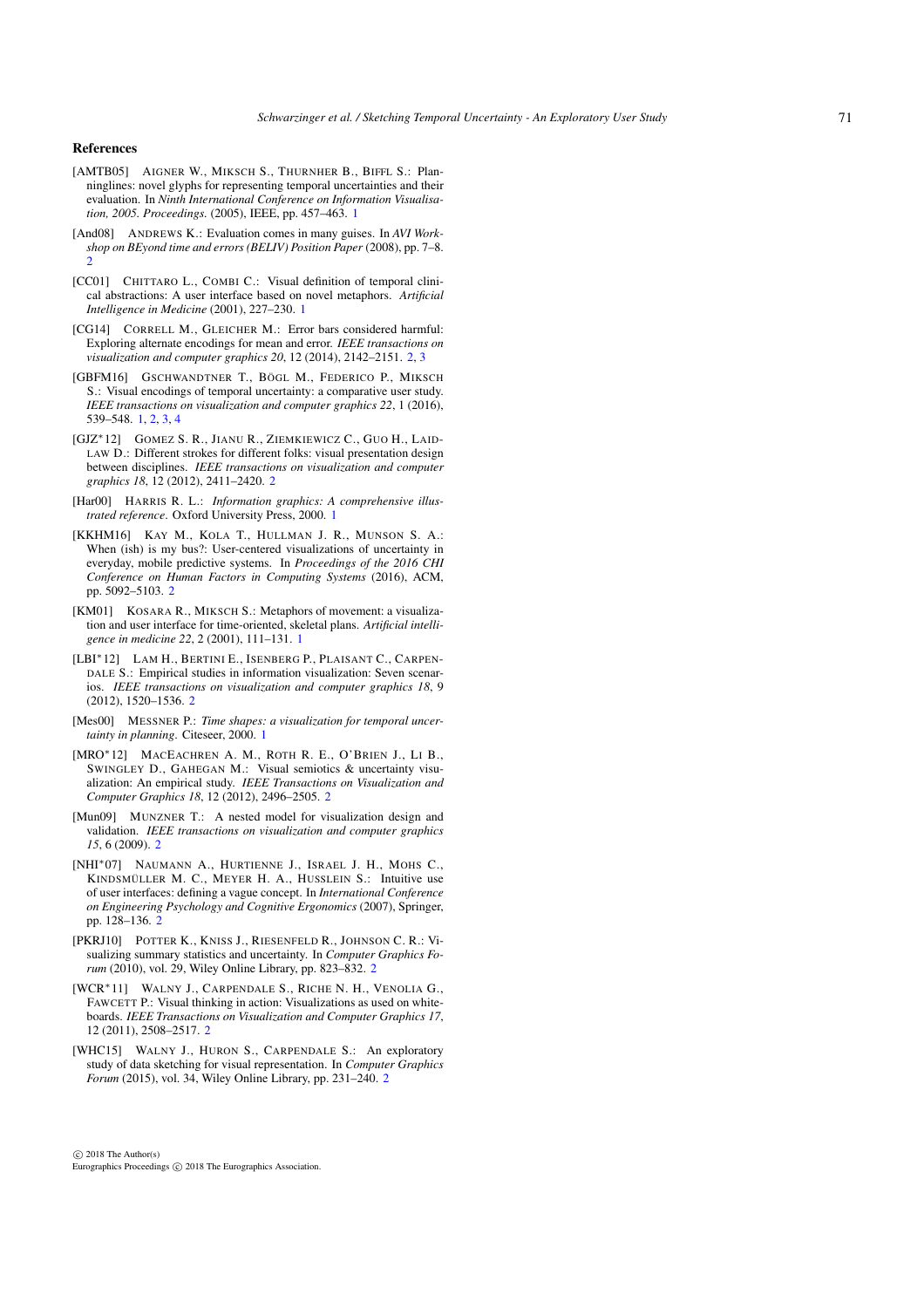## References

[AMTB05] AIGNER W., MIKSCH S., THURNHER B., BIFFL S.: Planninglines: novel glyphs for representing temporal uncertainties and their evaluation. In *Ninth International Conference on Information Visualisation, 2005. Proceedings.* (2005), IEEE, pp. 457–463. 1

[And08] ANDREWS K.: Evaluation comes in many guises. In *AVI Workshop on BEyond time and errors (BELIV) Position Paper* (2008), pp. 7–8. 2

[CC01] CHITTARO L., COMBI C.: Visual definition of temporal clinical abstractions: A user interface based on novel metaphors. *Artificial Intelligence in Medicine* (2001), 227–230. 1

[CG14] CORRELL M., GLEICHER M.: Error bars considered harmful: Exploring alternate encodings for mean and error. *IEEE transactions on visualization and computer graphics 20*, 12 (2014), 2142–2151. 2, 3

[GBFM16] GSCHWANDTNER T., BÖGL M., FEDERICO P., MIKSCH S.: Visual encodings of temporal uncertainty: a comparative user study. *IEEE transactions on visualization and computer graphics 22*, 1 (2016), 539–548. 1, 2, 3, 4

[GJZ*12] GOMEZ S. R., JIANU R., ZIEMKIEWICZ C., GUO H., LAIDLAW D.: Different strokes for different folks: visual presentation design between disciplines. *IEEE transactions on visualization and computer graphics 18*, 12 (2012), 2411–2420. 2

[Har00] HARRIS R. L.: *Information graphics: A comprehensive illustrated reference*. Oxford University Press, 2000. 1

[KKHM16] KAY M., KOLA T., HULLMAN J. R., MUNSON S. A.: When (ish) is my bus?: User-centered visualizations of uncertainty in everyday, mobile predictive systems. In *Proceedings of the 2016 CHI Conference on Human Factors in Computing Systems* (2016), ACM, pp. 5092–5103. 2

[KM01] KOSARA R., MIKSCH S.: Metaphors of movement: a visualization and user interface for time-oriented, skeletal plans. *Artificial intelligence in medicine 22*, 2 (2001), 111–131. 1

[LBI*12] LAM H., BERTINI E., ISENBERG P., PLAISANT C., CARPENDALE S.: Empirical studies in information visualization: Seven scenarios. *IEEE transactions on visualization and computer graphics 18*, 9 (2012), 1520–1536. 2

[Mes00] MESSNER P.: *Time shapes: a visualization for temporal uncertainty in planning*. Citeseer, 2000. 1

[MRO*12] MACEACHREN A. M., ROTH R. E., O'BRIEN J., LI B., SWINGLEY D., GAHEGAN M.: Visual semiotics & uncertainty visualization: An empirical study. *IEEE Transactions on Visualization and Computer Graphics 18*, 12 (2012), 2496–2505. 2

[Mun09] MUNZNER T.: A nested model for visualization design and validation. *IEEE transactions on visualization and computer graphics 15*, 6 (2009). 2

[NHI*07] NAUMANN A., HURTIENNE J., ISRAEL J. H., MOHS C., KINDSMÜLLER M. C., MEYER H. A., HUSSLEIN S.: Intuitive use of user interfaces: defining a vague concept. In *International Conference on Engineering Psychology and Cognitive Ergonomics* (2007), Springer, pp. 128–136. 2

[PKRJ10] POTTER K., KNISS J., RIESENFELD R., JOHNSON C. R.: Visualizing summary statistics and uncertainty. In *Computer Graphics Forum* (2010), vol. 29, Wiley Online Library, pp. 823–832. 2

[WCR*11] WALNY J., CARPENDALE S., RICHE N. H., VENOLIA G., FAWCETT P.: Visual thinking in action: Visualizations as used on whiteboards. *IEEE Transactions on Visualization and Computer Graphics 17*, 12 (2011), 2508–2517. 2

[WHC15] WALNY J., HURON S., CARPENDALE S.: An exploratory study of data sketching for visual representation. In *Computer Graphics Forum* (2015), vol. 34, Wiley Online Library, pp. 231–240. 2